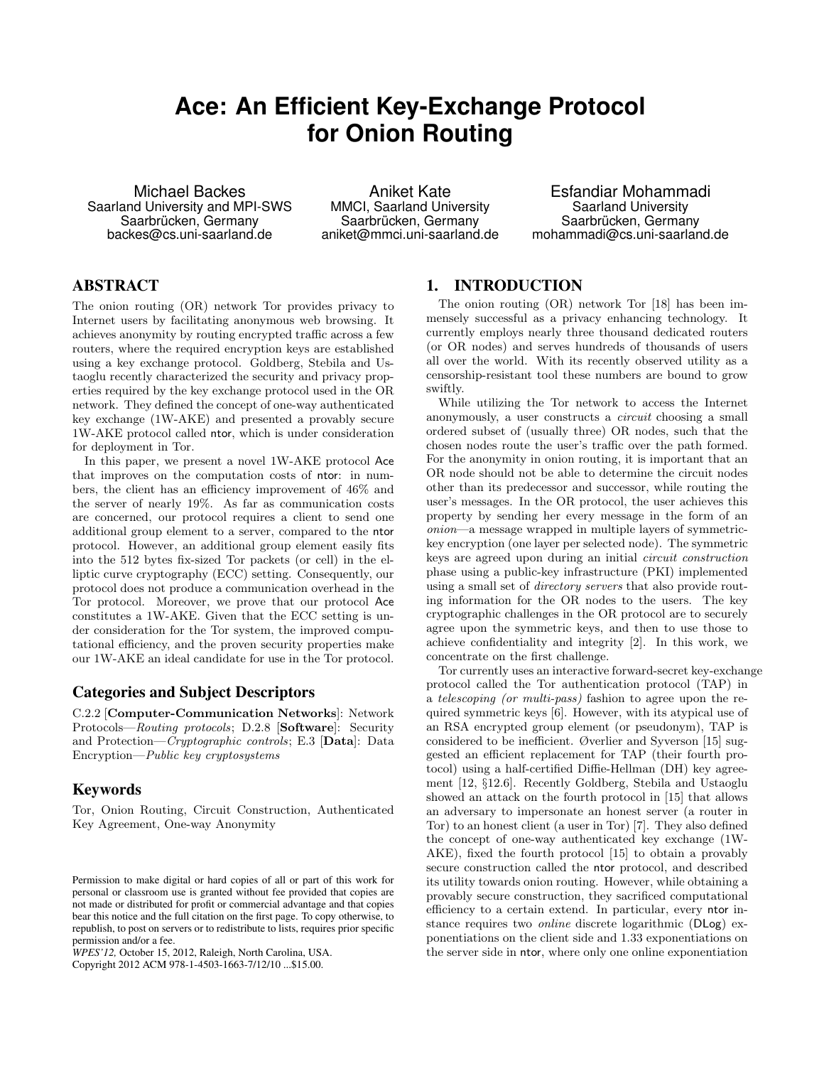# Ace: An Efficient Key-Exchange Protocol for Onion Routing

Michael Backes
Saarland University and MPI-SWS
Saarbrücken, Germany
backes@cs.uni-saarland.de

Aniket Kate
MMCI, Saarland University
Saarbrücken, Germany
aniket@mmci.uni-saarland.de

Esfandiar Mohammadi
Saarland University
Saarbrücken, Germany
mohammadi@cs.uni-saarland.de

## ABSTRACT

The onion routing (OR) network Tor provides privacy to Internet users by facilitating anonymous web browsing. It achieves anonymity by routing encrypted traffic across a few routers, where the required encryption keys are established using a key exchange protocol. Goldberg, Stebila and Ustaoglu recently characterized the security and privacy properties required by the key exchange protocol used in the OR network. They defined the concept of one-way authenticated key exchange (1W-AKE) and presented a provably secure 1W-AKE protocol called ntor, which is under consideration for deployment in Tor.

In this paper, we present a novel 1W-AKE protocol Ace that improves on the computation costs of ntor: in numbers, the client has an efficiency improvement of 46% and the server of nearly 19%. As far as communication costs are concerned, our protocol requires a client to send one additional group element to a server, compared to the ntor protocol. However, an additional group element easily fits into the 512 bytes fix-sized Tor packets (or cell) in the elliptic curve cryptography (ECC) setting. Consequently, our protocol does not produce a communication overhead in the Tor protocol. Moreover, we prove that our protocol Ace constitutes a 1W-AKE. Given that the ECC setting is under consideration for the Tor system, the improved computational efficiency, and the proven security properties make our 1W-AKE an ideal candidate for use in the Tor protocol.

### Categories and Subject Descriptors

C.2.2 [**Computer-Communication Networks**]: Network Protocols—*Routing protocols*; D.2.8 [**Software**]: Security and Protection—*Cryptographic controls*; E.3 [**Data**]: Data Encryption—*Public key cryptosystems*

### Keywords

Tor, Onion Routing, Circuit Construction, Authenticated Key Agreement, One-way Anonymity

Permission to make digital or hard copies of all or part of this work for personal or classroom use is granted without fee provided that copies are not made or distributed for profit or commercial advantage and that copies bear this notice and the full citation on the first page. To copy otherwise, to republish, to post on servers or to redistribute to lists, requires prior specific permission and/or a fee.
*WPES'12,* October 15, 2012, Raleigh, North Carolina, USA.
Copyright 2012 ACM 978-1-4503-1663-7/12/10 ...$15.00.

## 1. INTRODUCTION

The onion routing (OR) network Tor [18] has been immensely successful as a privacy enhancing technology. It currently employs nearly three thousand dedicated routers (or OR nodes) and serves hundreds of thousands of users all over the world. With its recently observed utility as a censorship-resistant tool these numbers are bound to grow swiftly.

While utilizing the Tor network to access the Internet anonymously, a user constructs a *circuit* choosing a small ordered subset of (usually three) OR nodes, such that the chosen nodes route the user's traffic over the path formed. For the anonymity in onion routing, it is important that an OR node should not be able to determine the circuit nodes other than its predecessor and successor, while routing the user's messages. In the OR protocol, the user achieves this property by sending her every message in the form of an *onion*—a message wrapped in multiple layers of symmetric-key encryption (one layer per selected node). The symmetric keys are agreed upon during an initial *circuit construction* phase using a public-key infrastructure (PKI) implemented using a small set of *directory servers* that also provide routing information for the OR nodes to the users. The key cryptographic challenges in the OR protocol are to securely agree upon the symmetric keys, and then to use those to achieve confidentiality and integrity [2]. In this work, we concentrate on the first challenge.

Tor currently uses an interactive forward-secret key-exchange protocol called the Tor authentication protocol (TAP) in a *telescoping (or multi-pass)* fashion to agree upon the required symmetric keys [6]. However, with its atypical use of an RSA encrypted group element (or pseudonym), TAP is considered to be inefficient. Øverlier and Syverson [15] suggested an efficient replacement for TAP (their fourth protocol) using a half-certified Diffie-Hellman (DH) key agreement [12, §12.6]. Recently Goldberg, Stebila and Ustaoglu showed an attack on the fourth protocol in [15] that allows an adversary to impersonate an honest server (a router in Tor) to an honest client (a user in Tor) [7]. They also defined the concept of one-way authenticated key exchange (1W-AKE), fixed the fourth protocol [15] to obtain a provably secure construction called the ntor protocol, and described its utility towards onion routing. However, while obtaining a provably secure construction, they sacrificed computational efficiency to a certain extend. In particular, every ntor instance requires two *online* discrete logarithmic (DLog) exponentiations on the client side and 1.33 exponentiations on the server side in ntor, where only one online exponentiation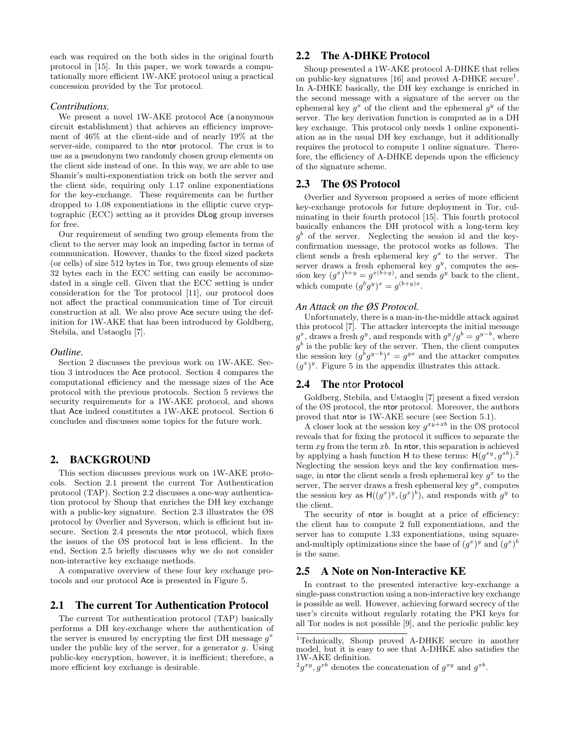each was required on the both sides in the original fourth protocol in [15]. In this paper, we work towards a computationally more efficient 1W-AKE protocol using a practical concession provided by the Tor protocol.

### *Contributions.*

We present a novel 1W-AKE protocol Ace (anonymous circuit establishment) that achieves an efficiency improvement of 46% at the client-side and of nearly 19% at the server-side, compared to the ntor protocol. The crux is to use as a pseudonym two randomly chosen group elements on the client side instead of one. In this way, we are able to use Shamir's multi-exponentiation trick on both the server and the client side, requiring only 1.17 online exponentiations for the key-exchange. These requirements can be further dropped to 1.08 exponentiations in the elliptic curve cryptographic (ECC) setting as it provides DLog group inverses for free.

Our requirement of sending two group elements from the client to the server may look an impeding factor in terms of communication. However, thanks to the fixed sized packets (or cells) of size 512 bytes in Tor, two group elements of size 32 bytes each in the ECC setting can easily be accommodated in a single cell. Given that the ECC setting is under consideration for the Tor protocol [11], our protocol does not affect the practical communication time of Tor circuit construction at all. We also prove Ace secure using the definition for 1W-AKE that has been introduced by Goldberg, Stebila, and Ustaoglu [7].

### *Outline.*

Section 2 discusses the previous work on 1W-AKE. Section 3 introduces the Ace protocol. Section 4 compares the computational efficiency and the message sizes of the Ace protocol with the previous protocols. Section 5 reviews the security requirements for a 1W-AKE protocol, and shows that Ace indeed constitutes a 1W-AKE protocol. Section 6 concludes and discusses some topics for the future work.

## 2. BACKGROUND

This section discusses previous work on 1W-AKE protocols. Section 2.1 present the current Tor Authentication protocol (TAP). Section 2.2 discusses a one-way authentication protocol by Shoup that enriches the DH key exchange with a public-key signature. Section 2.3 illustrates the ØS protocol by Øverlier and Syverson, which is efficient but insecure. Section 2.4 presents the ntor protocol, which fixes the issues of the ØS protocol but is less efficient. In the end, Section 2.5 briefly discusses why we do not consider non-interactive key exchange methods.

A comparative overview of these four key exchange protocols and our protocol Ace is presented in Figure 5.

### 2.1 The current Tor Authentication Protocol

The current Tor authentication protocol (TAP) basically performs a DH key-exchange where the authentication of the server is ensured by encrypting the first DH message $g^x$ under the public key of the server, for a generator $g$. Using public-key encryption, however, it is inefficient; therefore, a more efficient key exchange is desirable.

### 2.2 The A-DHKE Protocol

Shoup presented a 1W-AKE protocol A-DHKE that relies on public-key signatures [16] and proved A-DHKE secure[1]. In A-DHKE basically, the DH key exchange is enriched in the second message with a signature of the server on the ephemeral key $g^x$ of the client and the ephemeral $g^y$ of the server. The key derivation function is computed as in a DH key exchange. This protocol only needs 1 online exponentiation as in the usual DH key exchange, but it additionally requires the protocol to compute 1 online signature. Therefore, the efficiency of A-DHKE depends upon the efficiency of the signature scheme.

### 2.3 The ØS Protocol

Øverlier and Syverson proposed a series of more efficient key-exchange protocols for future deployment in Tor, culminating in their fourth protocol [15]. This fourth protocol basically enhances the DH protocol with a long-term key $g^b$ of the server. Neglecting the session id and the key-confirmation message, the protocol works as follows. The client sends a fresh ephemeral key $g^x$ to the server. The server draws a fresh ephemeral key $g^y$, computes the session key $(g^x)^{b+y} = g^{x(b+y)}$, and sends $g^y$ back to the client, which compute $(g^b g^y)^x = g^{(b+y)x}$.

### *An Attack on the ØS Protocol.*

Unfortunately, there is a man-in-the-middle attack against this protocol [7]. The attacker intercepts the initial message $g^x$, draws a fresh $g^y$, and responds with $g^y/g^b = g^{y-b}$, where $g^b$ is the public key of the server. Then, the client computes the session key $(g^b g^{y-b})^x = g^{yx}$ and the attacker computes $(g^x)^y$. Figure 5 in the appendix illustrates this attack.

### 2.4 The ntor Protocol

Goldberg, Stebila, and Ustaoglu [7] present a fixed version of the ØS protocol, the ntor protocol. Moreover, the authors proved that ntor is 1W-AKE secure (see Section 5.1).

A closer look at the session key $g^{xy+xb}$ in the ØS protocol reveals that for fixing the protocol it suffices to separate the term $xy$ from the term $xb$. In ntor, this separation is achieved by applying a hash function H to these terms: $\mathsf{H}(g^{xy}, g^{xb})$.[2] Neglecting the session keys and the key confirmation message, in ntor the client sends a fresh ephemeral key $g^x$ to the server, The server draws a fresh ephemeral key $g^y$, computes the session key as $\mathsf{H}((g^x)^y, (g^x)^b)$, and responds with $g^y$ to the client.

The security of ntor is bought at a price of efficiency: the client has to compute 2 full exponentiations, and the server has to compute 1.33 exponentiations, using square-and-multiply optimizations since the base of $(g^x)^y$ and $(g^x)^b$ is the same.

### 2.5 A Note on Non-Interactive KE

In contrast to the presented interactive key-exchange a single-pass construction using a non-interactive key exchange is possible as well. However, achieving forward secrecy of the user's circuits without regularly rotating the PKI keys for all Tor nodes is not possible [9], and the periodic public key

---

[1] Technically, Shoup proved A-DHKE secure in another model, but it is easy to see that A-DHKE also satisfies the 1W-AKE definition.

[2] $g^{xy}, g^{xb}$ denotes the concatenation of $g^{xy}$ and $g^{xb}$.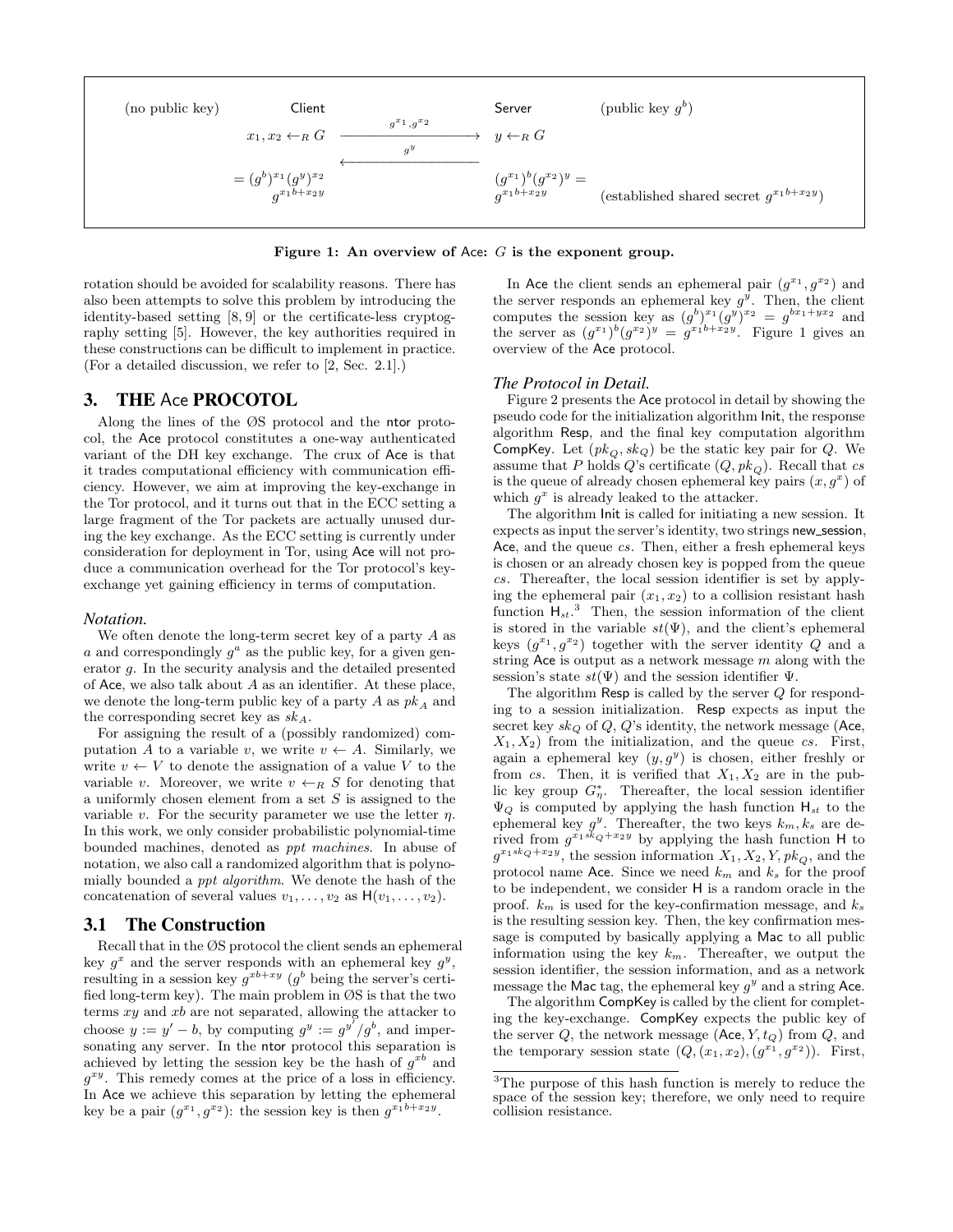| (no public key) | Client | | Server | (public key $g^b$) |
|---|---|---|---|---|
| | $x_1, x_2 \leftarrow_R G$ | $\xrightarrow{g^{x_1}, g^{x_2}}$ | $y \leftarrow_R G$ | |
| | | $\xleftarrow{g^y}$ | | |
| | $(g^b)^{x_1}(g^y)^{x_2} = g^{x_1 b + x_2 y}$ | | $(g^{x_1})^b(g^{x_2})^y = g^{x_1 b + x_2 y}$ | (established shared secret $g^{x_1 b + x_2 y}$) |

**Figure 1: An overview of Ace: $G$ is the exponent group.**

rotation should be avoided for scalability reasons. There has also been attempts to solve this problem by introducing the identity-based setting [8, 9] or the certificate-less cryptography setting [5]. However, the key authorities required in these constructions can be difficult to implement in practice. (For a detailed discussion, we refer to [2, Sec. 2.1].)

## 3. THE Ace PROCOTOL

Along the lines of the ØS protocol and the ntor protocol, the Ace protocol constitutes a one-way authenticated variant of the DH key exchange. The crux of Ace is that it trades computational efficiency with communication efficiency. However, we aim at improving the key-exchange in the Tor protocol, and it turns out that in the ECC setting a large fragment of the Tor packets are actually unused during the key exchange. As the ECC setting is currently under consideration for deployment in Tor, using Ace will not produce a communication overhead for the Tor protocol's key-exchange yet gaining efficiency in terms of computation.

#### Notation.

We often denote the long-term secret key of a party $A$ as $a$ and correspondingly $g^a$ as the public key, for a given generator $g$. In the security analysis and the detailed presented of Ace, we also talk about $A$ as an identifier. At these place, we denote the long-term public key of a party $A$ as $pk_A$ and the corresponding secret key as $sk_A$.

For assigning the result of a (possibly randomized) computation $A$ to a variable $v$, we write $v \leftarrow A$. Similarly, we write $v \leftarrow V$ to denote the assignation of a value $V$ to the variable $v$. Moreover, we write $v \leftarrow_R S$ for denoting that a uniformly chosen element from a set $S$ is assigned to the variable $v$. For the security parameter we use the letter $\eta$. In this work, we only consider probabilistic polynomial-time bounded machines, denoted as *ppt machines*. In abuse of notation, we also call a randomized algorithm that is polynomially bounded a *ppt algorithm*. We denote the hash of the concatenation of several values $v_1, \ldots, v_2$ as $\mathsf{H}(v_1, \ldots, v_2)$.

### 3.1 The Construction

Recall that in the ØS protocol the client sends an ephemeral key $g^x$ and the server responds with an ephemeral key $g^y$, resulting in a session key $g^{xb+xy}$ ($g^b$ being the server's certified long-term key). The main problem in ØS is that the two terms $xy$ and $xb$ are not separated, allowing the attacker to choose $y := y' - b$, by computing $g^y := g^{y'}/g^b$, and impersonating any server. In the ntor protocol this separation is achieved by letting the session key be the hash of $g^{xb}$ and $g^{xy}$. This remedy comes at the price of a loss in efficiency. In Ace we achieve this separation by letting the ephemeral key be a pair $(g^{x_1}, g^{x_2})$: the session key is then $g^{x_1 b + x_2 y}$.

In Ace the client sends an ephemeral pair $(g^{x_1}, g^{x_2})$ and the server responds an ephemeral key $g^y$. Then, the client computes the session key as $(g^b)^{x_1}(g^y)^{x_2} = g^{bx_1 + yx_2}$ and the server as $(g^{x_1})^b(g^{x_2})^y = g^{x_1 b + x_2 y}$. Figure 1 gives an overview of the Ace protocol.

#### The Protocol in Detail.

Figure 2 presents the Ace protocol in detail by showing the pseudo code for the initialization algorithm Init, the response algorithm Resp, and the final key computation algorithm CompKey. Let $(pk_Q, sk_Q)$ be the static key pair for $Q$. We assume that $P$ holds $Q$'s certificate $(Q, pk_Q)$. Recall that $cs$ is the queue of already chosen ephemeral key pairs $(x, g^x)$ of which $g^x$ is already leaked to the attacker.

The algorithm Init is called for initiating a new session. It expects as input the server's identity, two strings new_session, Ace, and the queue $cs$. Then, either a fresh ephemeral keys is chosen or an already chosen key is popped from the queue $cs$. Thereafter, the local session identifier is set by applying the ephemeral pair $(x_1, x_2)$ to a collision resistant hash function $\mathsf{H}_{st}$.[3] Then, the session information of the client is stored in the variable $st(\Psi)$, and the client's ephemeral keys $(g^{x_1}, g^{x_2})$ together with the server identity $Q$ and a string Ace is output as a network message $m$ along with the session's state $st(\Psi)$ and the session identifier $\Psi$.

The algorithm Resp is called by the server $Q$ for responding to a session initialization. Resp expects as input the secret key $sk_Q$ of $Q$, $Q$'s identity, the network message (Ace, $X_1, X_2$) from the initialization, and the queue $cs$. First, again a ephemeral key $(y, g^y)$ is chosen, either freshly or from $cs$. Then, it is verified that $X_1, X_2$ are in the public key group $G^*_\eta$. Thereafter, the local session identifier $\Psi_Q$ is computed by applying the hash function $\mathsf{H}_{st}$ to the ephemeral key $g^y$. Thereafter, the two keys $k_m, k_s$ are derived from $g^{x_1 sk_Q + x_2 y}$ by applying the hash function $\mathsf{H}$ to $g^{x_1 sk_Q + x_2 y}$, the session information $X_1, X_2, Y, pk_Q$, and the protocol name Ace. Since we need $k_m$ and $k_s$ for the proof to be independent, we consider $\mathsf{H}$ is a random oracle in the proof. $k_m$ is used for the key-confirmation message, and $k_s$ is the resulting session key. Then, the key confirmation message is computed by basically applying a Mac to all public information using the key $k_m$. Thereafter, we output the session identifier, the session information, and as a network message the Mac tag, the ephemeral key $g^y$ and a string Ace.

The algorithm CompKey is called by the client for completing the key-exchange. CompKey expects the public key of the server $Q$, the network message $(\mathsf{Ace}, Y, t_Q)$ from $Q$, and the temporary session state $(Q, (x_1, x_2), (g^{x_1}, g^{x_2}))$. First,

[3] The purpose of this hash function is merely to reduce the space of the session key; therefore, we only need to require collision resistance.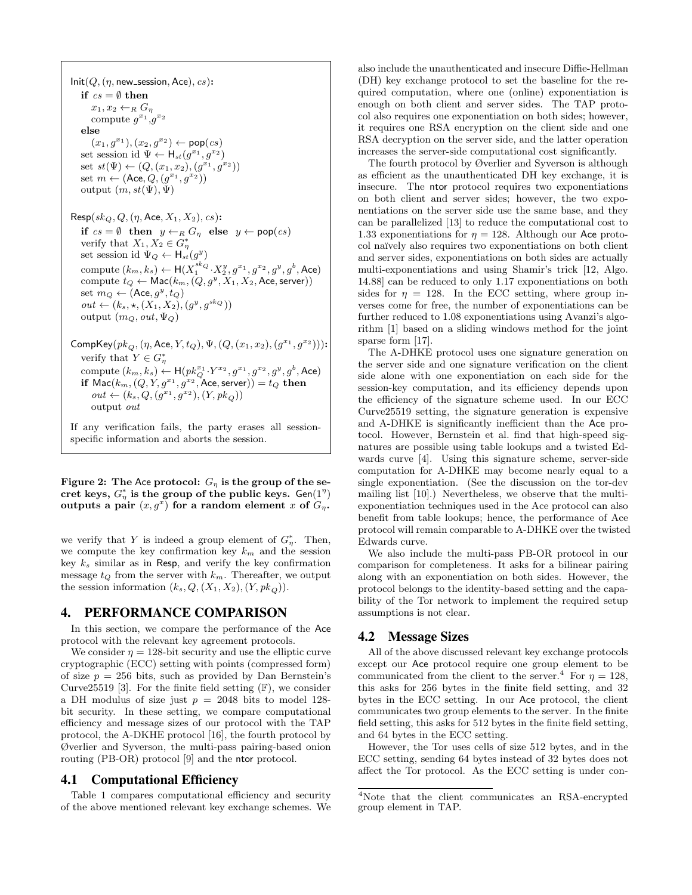$\mathsf{Init}(Q, (\eta, \mathsf{new\_session}, \mathsf{Ace}), cs)$**:**

**if** $cs = \emptyset$ **then**

  $x_1, x_2 \leftarrow_R G_\eta$

  compute $g^{x_1}, g^{x_2}$

**else**

  $(x_1, g^{x_1}), (x_2, g^{x_2}) \leftarrow \mathsf{pop}(cs)$

set session id $\Psi \leftarrow \mathsf{H}_{st}(g^{x_1}, g^{x_2})$

set $st(\Psi) \leftarrow (Q, (x_1, x_2), (g^{x_1}, g^{x_2}))$

set $m \leftarrow (\mathsf{Ace}, Q, (g^{x_1}, g^{x_2}))$

output $(m, st(\Psi), \Psi)$

$\mathsf{Resp}(sk_Q, Q, (\eta, \mathsf{Ace}, X_1, X_2), cs)$**:**

**if** $cs = \emptyset$ **then** $y \leftarrow_R G_\eta$ **else** $y \leftarrow \mathsf{pop}(cs)$

verify that $X_1, X_2 \in G^*_\eta$

set session id $\Psi_Q \leftarrow \mathsf{H}_{st}(g^y)$

compute $(k_m, k_s) \leftarrow \mathsf{H}(X_1^{sk_Q} \cdot X_2^y, g^{x_1}, g^{x_2}, g^y, g^b, \mathsf{Ace})$

compute $t_Q \leftarrow \mathsf{Mac}(k_m, (Q, g^y, X_1, X_2, \mathsf{Ace}, \mathsf{server}))$

set $m_Q \leftarrow (\mathsf{Ace}, g^y, t_Q)$

$out \leftarrow (k_s, \star, (X_1, X_2), (g^y, g^{sk_Q}))$

output $(m_Q, out, \Psi_Q)$

$\mathsf{CompKey}(pk_Q, (\eta, \mathsf{Ace}, Y, t_Q), \Psi, (Q, (x_1, x_2), (g^{x_1}, g^{x_2})))$**:**

verify that $Y \in G^*_\eta$

compute $(k_m, k_s) \leftarrow \mathsf{H}(pk_Q^{x_1} \cdot Y^{x_2}, g^{x_1}, g^{x_2}, g^y, g^b, \mathsf{Ace})$

**if** $\mathsf{Mac}(k_m, (Q, Y, g^{x_1}, g^{x_2}, \mathsf{Ace}, \mathsf{server})) = t_Q$ **then**

  $out \leftarrow (k_s, Q, (g^{x_1}, g^{x_2}), (Y, pk_Q))$

  output $out$

If any verification fails, the party erases all session-specific information and aborts the session.

**Figure 2: The Ace protocol: $G_\eta$ is the group of the secret keys, $G^*_\eta$ is the group of the public keys. $\mathsf{Gen}(1^\eta)$ outputs a pair $(x, g^x)$ for a random element $x$ of $G_\eta$.**

we verify that $Y$ is indeed a group element of $G^*_\eta$. Then, we compute the key confirmation key $k_m$ and the session key $k_s$ similar as in Resp, and verify the key confirmation message $t_Q$ from the server with $k_m$. Thereafter, we output the session information $(k_s, Q, (X_1, X_2), (Y, pk_Q))$.

## 4. PERFORMANCE COMPARISON

In this section, we compare the performance of the Ace protocol with the relevant key agreement protocols.

We consider $\eta = 128$-bit security and use the elliptic curve cryptographic (ECC) setting with points (compressed form) of size $p = 256$ bits, such as provided by Dan Bernstein's Curve25519 [3]. For the finite field setting ($\mathbb{F}$), we consider a DH modulus of size just $p = 2048$ bits to model 128-bit security. In these setting, we compare computational efficiency and message sizes of our protocol with the TAP protocol, the A-DKHE protocol [16], the fourth protocol by Øverlier and Syverson, the multi-pass pairing-based onion routing (PB-OR) protocol [9] and the ntor protocol.

### 4.1 Computational Efficiency

Table 1 compares computational efficiency and security of the above mentioned relevant key exchange schemes. We also include the unauthenticated and insecure Diffie-Hellman (DH) key exchange protocol to set the baseline for the required computation, where one (online) exponentiation is enough on both client and server sides. The TAP protocol also requires one exponentiation on both sides; however, it requires one RSA encryption on the client side and one RSA decryption on the server side, and the latter operation increases the server-side computational cost significantly.

The fourth protocol by Øverlier and Syverson is although as efficient as the unauthenticated DH key exchange, it is insecure. The ntor protocol requires two exponentiations on both client and server sides; however, the two exponentiations on the server side use the same base, and they can be parallelized [13] to reduce the computational cost to 1.33 exponentiations for $\eta = 128$. Although our Ace protocol naïvely also requires two exponentiations on both client and server sides, exponentiations on both sides are actually multi-exponentiations and using Shamir's trick [12, Algo. 14.88] can be reduced to only 1.17 exponentiations on both sides for $\eta = 128$. In the ECC setting, where group inverses come for free, the number of exponentiations can be further reduced to 1.08 exponentiations using Avanzi's algorithm [1] based on a sliding windows method for the joint sparse form [17].

The A-DHKE protocol uses one signature generation on the server side and one signature verification on the client side alone with one exponentiation on each side for the session-key computation, and its efficiency depends upon the efficiency of the signature scheme used. In our ECC Curve25519 setting, the signature generation is expensive and A-DHKE is significantly inefficient than the Ace protocol. However, Bernstein et al. find that high-speed signatures are possible using table lookups and a twisted Edwards curve [4]. Using this signature scheme, server-side computation for A-DHKE may become nearly equal to a single exponentiation. (See the discussion on the tor-dev mailing list [10].) Nevertheless, we observe that the multi-exponentiation techniques used in the Ace protocol can also benefit from table lookups; hence, the performance of Ace protocol will remain comparable to A-DHKE over the twisted Edwards curve.

We also include the multi-pass PB-OR protocol in our comparison for completeness. It asks for a bilinear pairing along with an exponentiation on both sides. However, the protocol belongs to the identity-based setting and the capability of the Tor network to implement the required setup assumptions is not clear.

### 4.2 Message Sizes

All of the above discussed relevant key exchange protocols except our Ace protocol require one group element to be communicated from the client to the server.[4] For $\eta = 128$, this asks for 256 bytes in the finite field setting, and 32 bytes in the ECC setting. In our Ace protocol, the client communicates two group elements to the server. In the finite field setting, this asks for 512 bytes in the finite field setting, and 64 bytes in the ECC setting.

However, the Tor uses cells of size 512 bytes, and in the ECC setting, sending 64 bytes instead of 32 bytes does not affect the Tor protocol. As the ECC setting is under con-

[4]Note that the client communicates an RSA-encrypted group element in TAP.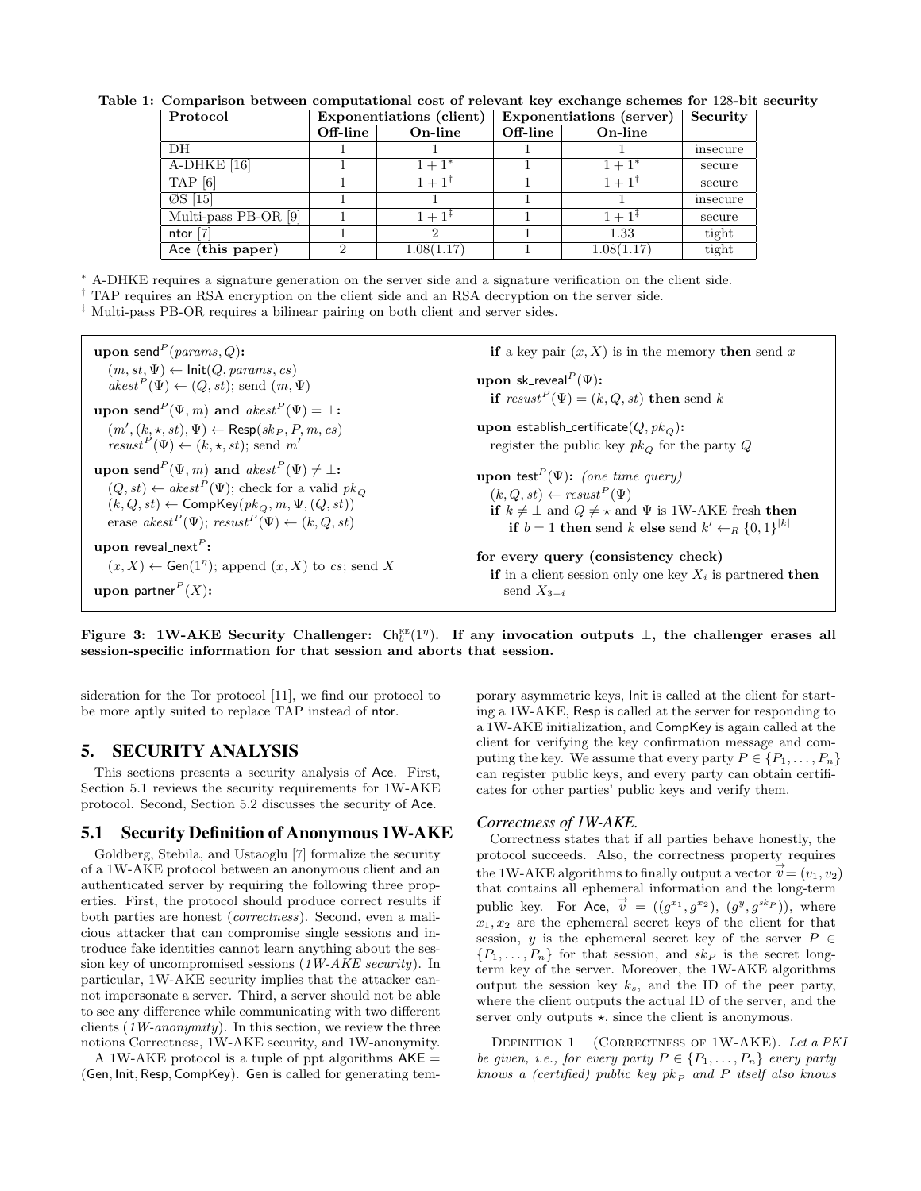**Table 1: Comparison between computational cost of relevant key exchange schemes for 128-bit security**

| Protocol | Exponentiations (client) | | Exponentiations (server) | | Security |
|---|---|---|---|---|---|
| | Off-line | On-line | Off-line | On-line | |
| DH | 1 | 1 | 1 | 1 | insecure |
| A-DHKE [16] | 1 | $1+1^{*}$ | 1 | $1+1^{*}$ | secure |
| TAP [6] | 1 | $1+1^{\dagger}$ | 1 | $1+1^{\dagger}$ | secure |
| ØS [15] | 1 | 1 | 1 | 1 | insecure |
| Multi-pass PB-OR [9] | 1 | $1+1^{\ddagger}$ | 1 | $1+1^{\ddagger}$ | secure |
| ntor [7] | 1 | 2 | 1 | 1.33 | tight |
| Ace **(this paper)** | 2 | 1.08(1.17) | 1 | 1.08(1.17) | tight |

$^{*}$ A-DHKE requires a signature generation on the server side and a signature verification on the client side.

$^{\dagger}$ TAP requires an RSA encryption on the client side and an RSA decryption on the server side.

$^{\ddagger}$ Multi-pass PB-OR requires a bilinear pairing on both client and server sides.

**upon** $\mathsf{send}^P(params, Q)$**:**
$(m, st, \Psi) \leftarrow \mathsf{Init}(Q, params, cs)$
$akest^P(\Psi) \leftarrow (Q, st)$; send $(m, \Psi)$

**upon** $\mathsf{send}^P(\Psi, m)$ **and** $akest^P(\Psi) = \bot$**:**
$(m', (k, \star, st), \Psi) \leftarrow \mathsf{Resp}(sk_P, P, m, cs)$
$resust^P(\Psi) \leftarrow (k, \star, st)$; send $m'$

**upon** $\mathsf{send}^P(\Psi, m)$ **and** $akest^P(\Psi) \neq \bot$**:**
$(Q, st) \leftarrow akest^P(\Psi)$; check for a valid $pk_Q$
$(k, Q, st) \leftarrow \mathsf{CompKey}(pk_Q, m, \Psi, (Q, st))$
erase $akest^P(\Psi)$; $resust^P(\Psi) \leftarrow (k, Q, st)$

**upon** $\mathsf{reveal\_next}^P$**:**
$(x, X) \leftarrow \mathsf{Gen}(1^\eta)$; append $(x, X)$ to $cs$; send $X$

**upon** $\mathsf{partner}^P(X)$**:**
**if** a key pair $(x, X)$ is in the memory **then** send $x$

**upon** $\mathsf{sk\_reveal}^P(\Psi)$**:**
**if** $resust^P(\Psi) = (k, Q, st)$ **then** send $k$

**upon** $\mathsf{establish\_certificate}(Q, pk_Q)$**:**
register the public key $pk_Q$ for the party $Q$

**upon** $\mathsf{test}^P(\Psi)$**:** *(one time query)*
$(k, Q, st) \leftarrow resust^P(\Psi)$
**if** $k \neq \bot$ and $Q \neq \star$ and $\Psi$ is 1W-AKE fresh **then**
**if** $b = 1$ **then** send $k$ **else** send $k' \leftarrow_R \{0,1\}^{|k|}$

**for every query (consistency check)**
**if** in a client session only one key $X_i$ is partnered **then** send $X_{3-i}$

**Figure 3: 1W-AKE Security Challenger: $\mathsf{Ch}_b^{\mathrm{KE}}(1^\eta)$. If any invocation outputs $\bot$, the challenger erases all session-specific information for that session and aborts that session.**

sideration for the Tor protocol [11], we find our protocol to be more aptly suited to replace TAP instead of ntor.

# 5. SECURITY ANALYSIS

This sections presents a security analysis of Ace. First, Section 5.1 reviews the security requirements for 1W-AKE protocol. Second, Section 5.2 discusses the security of Ace.

## 5.1 Security Definition of Anonymous 1W-AKE

Goldberg, Stebila, and Ustaoglu [7] formalize the security of a 1W-AKE protocol between an anonymous client and an authenticated server by requiring the following three properties. First, the protocol should produce correct results if both parties are honest (*correctness*). Second, even a malicious attacker that can compromise single sessions and introduce fake identities cannot learn anything about the session key of uncompromised sessions (*1W-AKE security*). In particular, 1W-AKE security implies that the attacker cannot impersonate a server. Third, a server should not be able to see any difference while communicating with two different clients (*1W-anonymity*). In this section, we review the three notions Correctness, 1W-AKE security, and 1W-anonymity.

A 1W-AKE protocol is a tuple of ppt algorithms $\mathsf{AKE} = (\mathsf{Gen}, \mathsf{Init}, \mathsf{Resp}, \mathsf{CompKey})$. Gen is called for generating temporary asymmetric keys, Init is called at the client for starting a 1W-AKE, Resp is called at the server for responding to a 1W-AKE initialization, and CompKey is again called at the client for verifying the key confirmation message and computing the key. We assume that every party $P \in \{P_1, \ldots, P_n\}$ can register public keys, and every party can obtain certificates for other parties' public keys and verify them.

### *Correctness of 1W-AKE.*

Correctness states that if all parties behave honestly, the protocol succeeds. Also, the correctness property requires the 1W-AKE algorithms to finally output a vector $\vec{v} = (v_1, v_2)$ that contains all ephemeral information and the long-term public key. For Ace, $\vec{v} = ((g^{x_1}, g^{x_2}), (g^y, g^{sk_P}))$, where $x_1, x_2$ are the ephemeral secret keys of the client for that session, $y$ is the ephemeral secret key of the server $P \in \{P_1, \ldots, P_n\}$ for that session, and $sk_P$ is the secret long-term key of the server. Moreover, the 1W-AKE algorithms output the session key $k_s$, and the ID of the peer party, where the client outputs the actual ID of the server, and the server only outputs $\star$, since the client is anonymous.

Definition 1 (Correctness of 1W-AKE). *Let a PKI be given, i.e., for every party $P \in \{P_1, \ldots, P_n\}$ every party knows a (certified) public key $pk_P$ and $P$ itself also knows*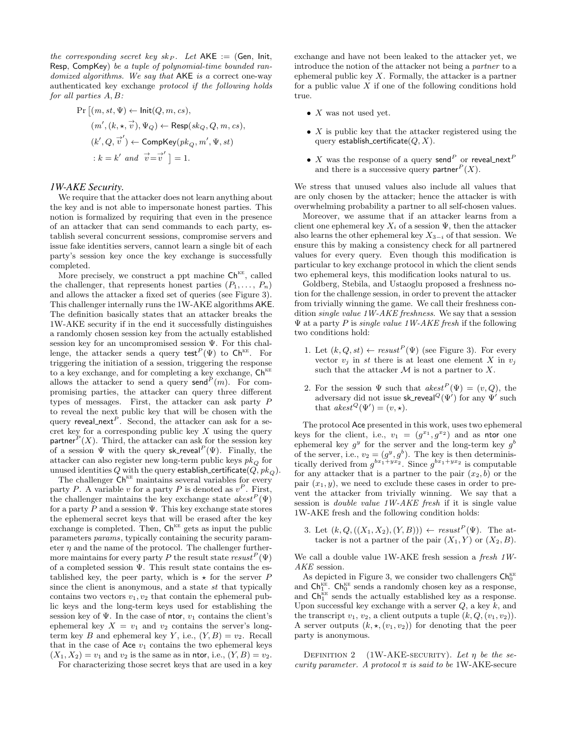*the corresponding secret key $sk_P$. Let* $\mathsf{AKE} := (\mathsf{Gen}, \mathsf{Init}, \mathsf{Resp}, \mathsf{CompKey})$ *be a tuple of polynomial-time bounded randomized algorithms. We say that* $\mathsf{AKE}$ *is a* correct one-way authenticated key exchange *protocol if the following holds for all parties $A, B$:*

$$\begin{aligned}\Pr\big[&(m, st, \Psi) \leftarrow \mathsf{Init}(Q, m, cs),\\ &(m', (k, \star, \vec{v}), \Psi_Q) \leftarrow \mathsf{Resp}(sk_Q, Q, m, cs),\\ &(k', Q, \vec{v}') \leftarrow \mathsf{CompKey}(pk_Q, m', \Psi, st)\\ &: k = k' \text{ and } \vec{v} = \vec{v}'\ \big] = 1.\end{aligned}$$

### *1W-AKE Security.*

We require that the attacker does not learn anything about the key and is not able to impersonate honest parties. This notion is formalized by requiring that even in the presence of an attacker that can send commands to each party, establish several concurrent sessions, compromise servers and issue fake identities servers, cannot learn a single bit of each party's session key once the key exchange is successfully completed.

More precisely, we construct a ppt machine $\mathsf{Ch}^{\text{KE}}$, called the challenger, that represents honest parties $(P_1, \ldots, P_n)$ and allows the attacker a fixed set of queries (see Figure 3). This challenger internally runs the 1W-AKE algorithms $\mathsf{AKE}$. The definition basically states that an attacker breaks the 1W-AKE security if in the end it successfully distinguishes a randomly chosen session key from the actually established session key for an uncompromised session $\Psi$. For this challenge, the attacker sends a query $\mathsf{test}^P(\Psi)$ to $\mathsf{Ch}^{\text{KE}}$. For triggering the initiation of a session, triggering the response to a key exchange, and for completing a key exchange, $\mathsf{Ch}^{\text{KE}}$ allows the attacker to send a query $\mathsf{send}^P(m)$. For compromising parties, the attacker can query three different types of messages. First, the attacker can ask party $P$ to reveal the next public key that will be chosen with the query $\mathsf{reveal\_next}^P$. Second, the attacker can ask for a secret key for a corresponding public key $X$ using the query $\mathsf{partner}^P(X)$. Third, the attacker can ask for the session key of a session $\Psi$ with the query $\mathsf{sk\_reveal}^P(\Psi)$. Finally, the attacker can also register new long-term public keys $pk_Q$ for unused identities $Q$ with the query $\mathsf{establish\_certificate}(Q, pk_Q)$.

The challenger $\mathsf{Ch}^{\text{KE}}$ maintains several variables for every party $P$. A variable $v$ for a party $P$ is denoted as $v^P$. First, the challenger maintains the key exchange state $akest^P(\Psi)$ for a party $P$ and a session $\Psi$. This key exchange state stores the ephemeral secret keys that will be erased after the key exchange is completed. Then, $\mathsf{Ch}^{\text{KE}}$ gets as input the public parameters *params*, typically containing the security parameter $\eta$ and the name of the protocol. The challenger furthermore maintains for every party $P$ the result state $resust^P(\Psi)$ of a completed session $\Psi$. This result state contains the established key, the peer party, which is $\star$ for the server $P$ since the client is anonymous, and a state $st$ that typically contains two vectors $v_1, v_2$ that contain the ephemeral public keys and the long-term keys used for establishing the session key of $\Psi$. In the case of $\mathsf{ntor}$, $v_1$ contains the client's ephemeral key $X = v_1$ and $v_2$ contains the server's long-term key $B$ and ephemeral key $Y$, i.e., $(Y, B) = v_2$. Recall that in the case of $\mathsf{Ace}$ $v_1$ contains the two ephemeral keys $(X_1, X_2) = v_1$ and $v_2$ is the same as in $\mathsf{ntor}$, i.e., $(Y, B) = v_2$.

For characterizing those secret keys that are used in a key exchange and have not been leaked to the attacker yet, we introduce the notion of the attacker not being a *partner* to a ephemeral public key $X$. Formally, the attacker is a partner for a public value $X$ if one of the following conditions hold true.

- $X$ was not used yet.
- $X$ is public key that the attacker registered using the query $\mathsf{establish\_certificate}(Q, X)$.
- $X$ was the response of a query $\mathsf{send}^P$ or $\mathsf{reveal\_next}^P$ and there is a successive query $\mathsf{partner}^P(X)$.

We stress that unused values also include all values that are only chosen by the attacker; hence the attacker is with overwhelming probability a partner to all self-chosen values.

Moreover, we assume that if an attacker learns from a client one ephemeral key $X_i$ of a session $\Psi$, then the attacker also learns the other ephemeral key $X_{3-i}$ of that session. We ensure this by making a consistency check for all partnered values for every query. Even though this modification is particular to key exchange protocol in which the client sends two ephemeral keys, this modification looks natural to us.

Goldberg, Stebila, and Ustaoglu proposed a freshness notion for the challenge session, in order to prevent the attacker from trivially winning the game. We call their freshness condition *single value 1W-AKE freshness*. We say that a session $\Psi$ at a party $P$ is *single value 1W-AKE fresh* if the following two conditions hold:

1. Let $(k, Q, st) \leftarrow resust^P(\Psi)$ (see Figure 3). For every vector $v_j$ in $st$ there is at least one element $X$ in $v_j$ such that the attacker $\mathcal{M}$ is not a partner to $X$.
2. For the session $\Psi$ such that $akest^P(\Psi) = (v, Q)$, the adversary did not issue $\mathsf{sk\_reveal}^Q(\Psi')$ for any $\Psi'$ such that $akest^Q(\Psi') = (v, \star)$.

The protocol $\mathsf{Ace}$ presented in this work, uses two ephemeral keys for the client, i.e., $v_1 = (g^{x_1}, g^{x_2})$ and as $\mathsf{ntor}$ one ephemeral key $g^y$ for the server and the long-term key $g^b$ of the server, i.e., $v_2 = (g^y, g^b)$. The key is then deterministically derived from $g^{bx_1+yx_2}$. Since $g^{bx_1+yx_2}$ is computable for any attacker that is a partner to the pair $(x_2, b)$ or the pair $(x_1, y)$, we need to exclude these cases in order to prevent the attacker from trivially winning. We say that a session is *double value 1W-AKE fresh* if it is single value 1W-AKE fresh and the following condition holds:

3. Let $(k, Q, ((X_1, X_2), (Y, B))) \leftarrow resust^P(\Psi)$. The attacker is not a partner of the pair $(X_1, Y)$ or $(X_2, B)$.

We call a double value 1W-AKE fresh session a *fresh 1W-AKE* session.

As depicted in Figure 3, we consider two challengers $\mathsf{Ch}_0^{\text{KE}}$ and $\mathsf{Ch}_1^{\text{KE}}$. $\mathsf{Ch}_0^{\text{KE}}$ sends a randomly chosen key as a response, and $\mathsf{Ch}_1^{\text{KE}}$ sends the actually established key as a response. Upon successful key exchange with a server $Q$, a key $k$, and the transcript $v_1, v_2$, a client outputs a tuple $(k, Q, (v_1, v_2))$. A server outputs $(k, \star, (v_1, v_2))$ for denoting that the peer party is anonymous.

Definition 2 (1W-AKE-security). *Let $\eta$ be the security parameter. A protocol $\pi$ is said to be* 1W-AKE-secure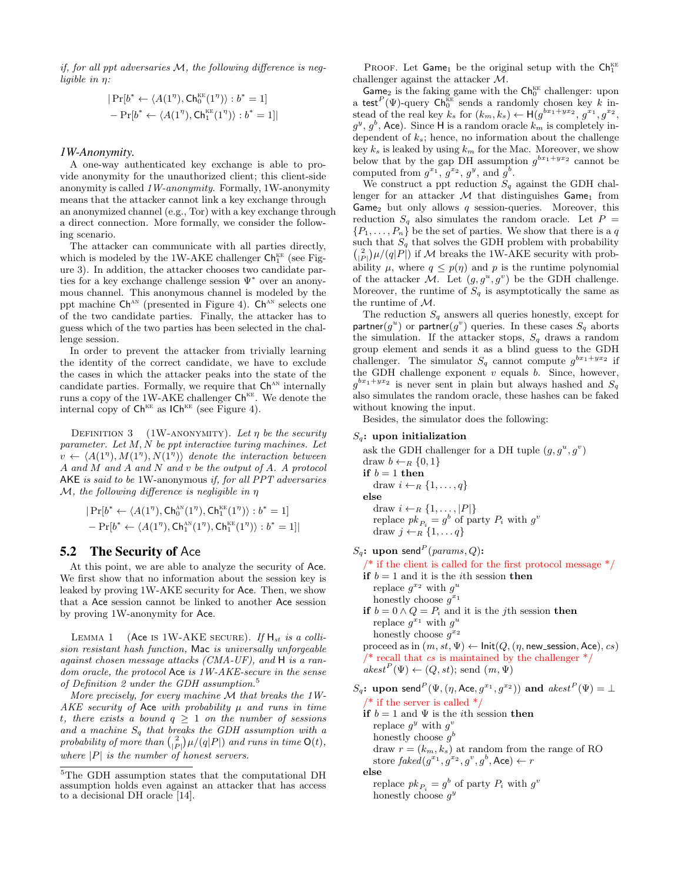*if, for all ppt adversaries $\mathcal{M}$, the following difference is negligible in $\eta$:*

$$|\Pr[b^* \leftarrow \langle A(1^\eta), \mathsf{Ch}_0^{\text{KE}}(1^\eta)\rangle : b^* = 1] \\ - \Pr[b^* \leftarrow \langle A(1^\eta), \mathsf{Ch}_1^{\text{KE}}(1^\eta)\rangle : b^* = 1]|$$

### *1W-Anonymity.*

A one-way authenticated key exchange is able to provide anonymity for the unauthorized client; this client-side anonymity is called *1W-anonymity*. Formally, 1W-anonymity means that the attacker cannot link a key exchange through an anonymized channel (e.g., Tor) with a key exchange through a direct connection. More formally, we consider the following scenario.

The attacker can communicate with all parties directly, which is modeled by the 1W-AKE challenger $\mathsf{Ch}_1^{\text{KE}}$ (see Figure 3). In addition, the attacker chooses two candidate parties for a key exchange challenge session $\Psi^*$ over an anonymous channel. This anonymous channel is modeled by the ppt machine $\mathsf{Ch}^{\text{AN}}$ (presented in Figure 4). $\mathsf{Ch}^{\text{AN}}$ selects one of the two candidate parties. Finally, the attacker has to guess which of the two parties has been selected in the challenge session.

In order to prevent the attacker from trivially learning the identity of the correct candidate, we have to exclude the cases in which the attacker peaks into the state of the candidate parties. Formally, we require that $\mathsf{Ch}^{\text{AN}}$ internally runs a copy of the 1W-AKE challenger $\mathsf{Ch}^{\text{KE}}$. We denote the internal copy of $\mathsf{Ch}^{\text{KE}}$ as $\mathsf{ICh}^{\text{KE}}$ (see Figure 4).

DEFINITION 3 (1W-ANONYMITY). *Let $\eta$ be the security parameter. Let $M, N$ be ppt interactive turing machines. Let $v \leftarrow \langle A(1^\eta), M(1^\eta), N(1^\eta)\rangle$ denote the interaction between $A$ and $M$ and $A$ and $N$ and $v$ be the output of $A$. A protocol $\mathsf{AKE}$ is said to be* 1W-anonymous *if, for all PPT adversaries $\mathcal{M}$, the following difference is negligible in $\eta$*

$$|\Pr[b^* \leftarrow \langle A(1^\eta), \mathsf{Ch}_0^{\text{AN}}(1^\eta), \mathsf{Ch}_1^{\text{KE}}(1^\eta)\rangle : b^* = 1] \\ - \Pr[b^* \leftarrow \langle A(1^\eta), \mathsf{Ch}_1^{\text{AN}}(1^\eta), \mathsf{Ch}_1^{\text{KE}}(1^\eta)\rangle : b^* = 1]|$$

## 5.2 The Security of Ace

At this point, we are able to analyze the security of Ace. We first show that no information about the session key is leaked by proving 1W-AKE security for Ace. Then, we show that a Ace session cannot be linked to another Ace session by proving 1W-anonymity for Ace.

LEMMA 1 (Ace IS 1W-AKE SECURE). *If $\mathsf{H}_{st}$ is a collision resistant hash function, $\mathsf{Mac}$ is universally unforgeable against chosen message attacks (CMA-UF), and $\mathsf{H}$ is a random oracle, the protocol Ace is 1W-AKE-secure in the sense of Definition 2 under the GDH assumption.*[5]

*More precisely, for every machine $\mathcal{M}$ that breaks the 1W-AKE security of Ace with probability $\mu$ and runs in time $t$, there exists a bound $q \geq 1$ on the number of sessions and a machine $S_q$ that breaks the GDH assumption with a probability of more than $\binom{2}{|P|}\mu/(q|P|)$ and runs in time $\mathsf{O}(t)$, where $|P|$ is the number of honest servers.*

[5]The GDH assumption states that the computational DH assumption holds even against an attacker that has access to a decisional DH oracle [14].

PROOF. Let $\mathsf{Game}_1$ be the original setup with the $\mathsf{Ch}_1^{\text{KE}}$ challenger against the attacker $\mathcal{M}$.

$\mathsf{Game}_2$ is the faking game with the $\mathsf{Ch}_0^{\text{KE}}$ challenger: upon a $\mathsf{test}^P(\Psi)$-query $\mathsf{Ch}_0^{\text{KE}}$ sends a randomly chosen key $k$ instead of the real key $k_s$ for $(k_m, k_s) \leftarrow \mathsf{H}(g^{bx_1+yx_2}, g^{x_1}, g^{x_2}, g^y, g^b, \mathsf{Ace})$. Since $\mathsf{H}$ is a random oracle $k_m$ is completely independent of $k_s$; hence, no information about the challenge key $k_s$ is leaked by using $k_m$ for the Mac. Moreover, we show below that by the gap DH assumption $g^{bx_1+yx_2}$ cannot be computed from $g^{x_1}$, $g^{x_2}$, $g^y$, and $g^b$.

We construct a ppt reduction $S_q$ against the GDH challenger for an attacker $\mathcal{M}$ that distinguishes $\mathsf{Game}_1$ from $\mathsf{Game}_2$ but only allows $q$ session-queries. Moreover, this reduction $S_q$ also simulates the random oracle. Let $P = \{P_1, \ldots, P_n\}$ be the set of parties. We show that there is a $q$ such that $S_q$ that solves the GDH problem with probability $\binom{2}{|P|}\mu/(q|P|)$ if $\mathcal{M}$ breaks the 1W-AKE security with probability $\mu$, where $q \leq p(\eta)$ and $p$ is the runtime polynomial of the attacker $\mathcal{M}$. Let $(g, g^u, g^v)$ be the GDH challenge. Moreover, the runtime of $S_q$ is asymptotically the same as the runtime of $\mathcal{M}$.

The reduction $S_q$ answers all queries honestly, except for $\mathsf{partner}(g^u)$ or $\mathsf{partner}(g^v)$ queries. In these cases $S_q$ aborts the simulation. If the attacker stops, $S_q$ draws a random group element and sends it as a blind guess to the GDH challenger. The simulator $S_q$ cannot compute $g^{bx_1+yx_2}$ if the GDH challenge exponent $v$ equals $b$. Since, however, $g^{bx_1+yx_2}$ is never sent in plain but always hashed and $S_q$ also simulates the random oracle, these hashes can be faked without knowing the input.

Besides, the simulator does the following:

**$S_q$: upon initialization**
- ask the GDH challenger for a DH tuple $(g, g^u, g^v)$
- draw $b \leftarrow_R \{0, 1\}$
- **if** $b = 1$ **then**
  - draw $i \leftarrow_R \{1, \ldots, q\}$
- **else**
  - draw $i \leftarrow_R \{1, \ldots, |P|\}$
  - replace $pk_{P_i} = g^b$ of party $P_i$ with $g^v$
  - draw $j \leftarrow_R \{1, \ldots q\}$

**$S_q$: upon $\mathsf{send}^P(params, Q)$:**
- /* if the client is called for the first protocol message */
- **if** $b = 1$ and it is the $i$th session **then**
  - replace $g^{x_2}$ with $g^u$
  - honestly choose $g^{x_1}$
- **if** $b = 0 \wedge Q = P_i$ and it is the $j$th session **then**
  - replace $g^{x_1}$ with $g^u$
  - honestly choose $g^{x_2}$
- proceed as in $(m, st, \Psi) \leftarrow \mathsf{Init}(Q, (\eta, \mathsf{new\_session}, \mathsf{Ace}), cs)$
- /* recall that $cs$ is maintained by the challenger */
- $akest^P(\Psi) \leftarrow (Q, st)$; send $(m, \Psi)$

**$S_q$: upon $\mathsf{send}^P(\Psi, (\eta, \mathsf{Ace}, g^{x_1}, g^{x_2}))$ and $akest^P(\Psi) = \perp$**
- /* if the server is called */
- **if** $b = 1$ and $\Psi$ is the $i$th session **then**
  - replace $g^y$ with $g^v$
  - honestly choose $g^b$
  - draw $r = (k_m, k_s)$ at random from the range of RO
  - store $faked(g^{x_1}, g^{x_2}, g^v, g^b, \mathsf{Ace}) \leftarrow r$
- **else**
  - replace $pk_{P_i} = g^b$ of party $P_i$ with $g^v$
  - honestly choose $g^y$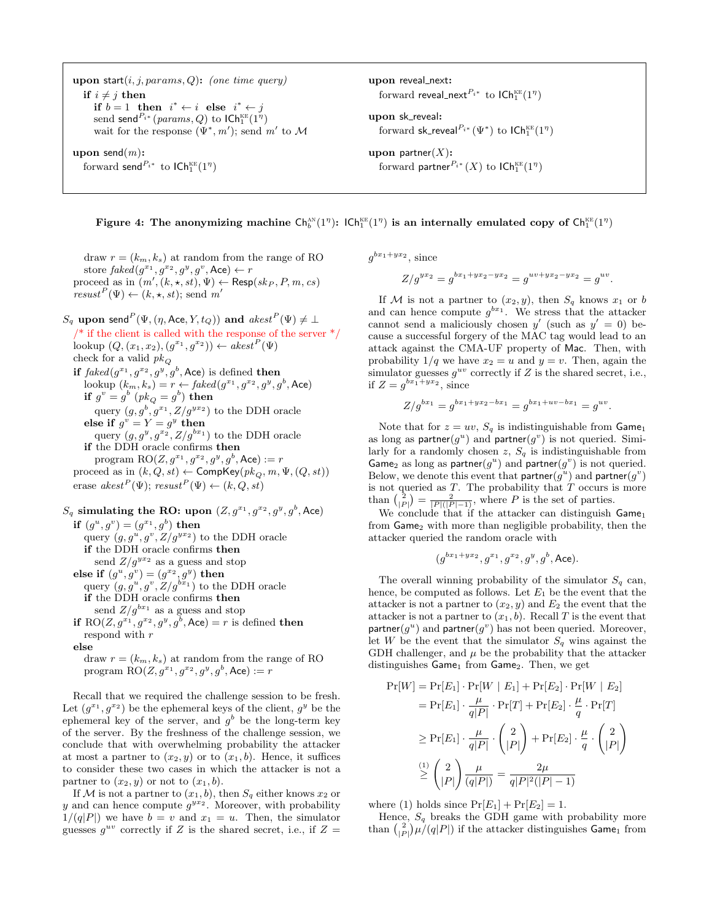```
upon start(i, j, params, Q): (one time query)
  if i ≠ j then
    if b = 1 then i* ← i else i* ← j
    send send^{P_{i*}}(params, Q) to ICh_1^KE(1^η)
    wait for the response (Ψ*, m'); send m' to M

upon send(m):
  forward send^{P_{i*}} to ICh_1^KE(1^η)

upon reveal_next:
  forward reveal_next^{P_{i*}} to ICh_1^KE(1^η)

upon sk_reveal:
  forward sk_reveal^{P_{i*}}(Ψ*) to ICh_1^KE(1^η)

upon partner(X):
  forward partner^{P_{i*}}(X) to ICh_1^KE(1^η)
```

**Figure 4: The anonymizing machine $\mathsf{Ch}_b^{\text{AN}}(1^\eta)$: $\mathsf{ICh}_1^{\text{KE}}(1^\eta)$ is an internally emulated copy of $\mathsf{Ch}_1^{\text{KE}}(1^\eta)$**

```
    draw r = (k_m, k_s) at random from the range of RO
    store faked(g^{x1}, g^{x2}, g^y, g^v, Ace) ← r
  proceed as in (m', (k, ⋆, st), Ψ) ← Resp(sk_P, P, m, cs)
  resust^P(Ψ) ← (k, ⋆, st); send m'

S_q upon send^P(Ψ, (η, Ace, Y, t_Q)) and akest^P(Ψ) ≠ ⊥
  /* if the client is called with the response of the server */
  lookup (Q, (x1, x2), (g^{x1}, g^{x2})) ← akest^P(Ψ)
  check for a valid pk_Q
  if faked(g^{x1}, g^{x2}, g^y, g^b, Ace) is defined then
    lookup (k_m, k_s) = r ← faked(g^{x1}, g^{x2}, g^y, g^b, Ace)
    if g^v = g^b (pk_Q = g^b) then
      query (g, g^b, g^{x1}, Z/g^{y x2}) to the DDH oracle
    else if g^v = Y = g^y then
      query (g, g^y, g^{x2}, Z/g^{b x1}) to the DDH oracle
    if the DDH oracle confirms then
      program RO(Z, g^{x1}, g^{x2}, g^y, g^b, Ace) := r
  proceed as in (k, Q, st) ← CompKey(pk_Q, m, Ψ, (Q, st))
  erase akest^P(Ψ); resust^P(Ψ) ← (k, Q, st)

S_q simulating the RO: upon (Z, g^{x1}, g^{x2}, g^y, g^b, Ace)
  if (g^u, g^v) = (g^{x1}, g^b) then
    query (g, g^u, g^v, Z/g^{y x2}) to the DDH oracle
    if the DDH oracle confirms then
      send Z/g^{y x2} as a guess and stop
  else if (g^u, g^v) = (g^{x2}, g^y) then
    query (g, g^u, g^v, Z/g^{b x1}) to the DDH oracle
    if the DDH oracle confirms then
      send Z/g^{b x1} as a guess and stop
  if RO(Z, g^{x1}, g^{x2}, g^y, g^b, Ace) = r is defined then
    respond with r
  else
    draw r = (k_m, k_s) at random from the range of RO
    program RO(Z, g^{x1}, g^{x2}, g^y, g^b, Ace) := r
```

Recall that we required the challenge session to be fresh. Let $(g^{x_1}, g^{x_2})$ be the ephemeral keys of the client, $g^y$ be the ephemeral key of the server, and $g^b$ be the long-term key of the server. By the freshness of the challenge session, we conclude that with overwhelming probability the attacker at most a partner to $(x_2, y)$ or to $(x_1, b)$. Hence, it suffices to consider these two cases in which the attacker is not a partner to $(x_2, y)$ or not to $(x_1, b)$.

If $\mathcal{M}$ is not a partner to $(x_1, b)$, then $S_q$ either knows $x_2$ or $y$ and can hence compute $g^{yx_2}$. Moreover, with probability $1/(q|P|)$ we have $b = v$ and $x_1 = u$. Then, the simulator guesses $g^{uv}$ correctly if $Z$ is the shared secret, i.e., if $Z = g^{bx_1 + yx_2}$, since

$$Z/g^{yx_2} = g^{bx_1 + yx_2 - yx_2} = g^{uv + yx_2 - yx_2} = g^{uv}.$$

If $\mathcal{M}$ is not a partner to $(x_2, y)$, then $S_q$ knows $x_1$ or $b$ and can hence compute $g^{bx_1}$. We stress that the attacker cannot send a maliciously chosen $y'$ (such as $y' = 0$) because a successful forgery of the MAC tag would lead to an attack against the CMA-UF property of $\mathsf{Mac}$. Then, with probability $1/q$ we have $x_2 = u$ and $y = v$. Then, again the simulator guesses $g^{uv}$ correctly if $Z$ is the shared secret, i.e., if $Z = g^{bx_1 + yx_2}$, since

$$Z/g^{bx_1} = g^{bx_1 + yx_2 - bx_1} = g^{bx_1 + uv - bx_1} = g^{uv}.$$

Note that for $z = uv$, $S_q$ is indistinguishable from $\mathsf{Game}_1$ as long as $\mathsf{partner}(g^u)$ and $\mathsf{partner}(g^v)$ is not queried. Similarly for a randomly chosen $z$, $S_q$ is indistinguishable from $\mathsf{Game}_2$ as long as $\mathsf{partner}(g^u)$ and $\mathsf{partner}(g^v)$ is not queried. Below, we denote this event that $\mathsf{partner}(g^u)$ and $\mathsf{partner}(g^v)$ is not queried as $T$. The probability that $T$ occurs is more than $\binom{2}{|P|} = \frac{2}{|P|(|P|-1)}$, where $P$ is the set of parties.

We conclude that if the attacker can distinguish $\mathsf{Game}_1$ from $\mathsf{Game}_2$ with more than negligible probability, then the attacker queried the random oracle with

$$(g^{bx_1 + yx_2}, g^{x_1}, g^{x_2}, g^y, g^b, \mathsf{Ace}).$$

The overall winning probability of the simulator $S_q$ can, hence, be computed as follows. Let $E_1$ be the event that the attacker is not a partner to $(x_2, y)$ and $E_2$ the event that the attacker is not a partner to $(x_1, b)$. Recall $T$ is the event that $\mathsf{partner}(g^u)$ and $\mathsf{partner}(g^v)$ has not been queried. Moreover, let $W$ be the event that the simulator $S_q$ wins against the GDH challenger, and $\mu$ be the probability that the attacker distinguishes $\mathsf{Game}_1$ from $\mathsf{Game}_2$. Then, we get

$$\begin{aligned}
\Pr[W] &= \Pr[E_1] \cdot \Pr[W \mid E_1] + \Pr[E_2] \cdot \Pr[W \mid E_2] \\
&= \Pr[E_1] \cdot \frac{\mu}{q|P|} \cdot \Pr[T] + \Pr[E_2] \cdot \frac{\mu}{q} \cdot \Pr[T] \\
&\geq \Pr[E_1] \cdot \frac{\mu}{q|P|} \cdot \binom{2}{|P|} + \Pr[E_2] \cdot \frac{\mu}{q} \cdot \binom{2}{|P|} \\
&\overset{(1)}{\geq} \binom{2}{|P|} \frac{\mu}{(q|P|)} = \frac{2\mu}{q|P|^2(|P|-1)}
\end{aligned}$$

where (1) holds since $\Pr[E_1] + \Pr[E_2] = 1$.

Hence, $S_q$ breaks the GDH game with probability more than $\binom{2}{|P|}\mu/(q|P|)$ if the attacker distinguishes $\mathsf{Game}_1$ from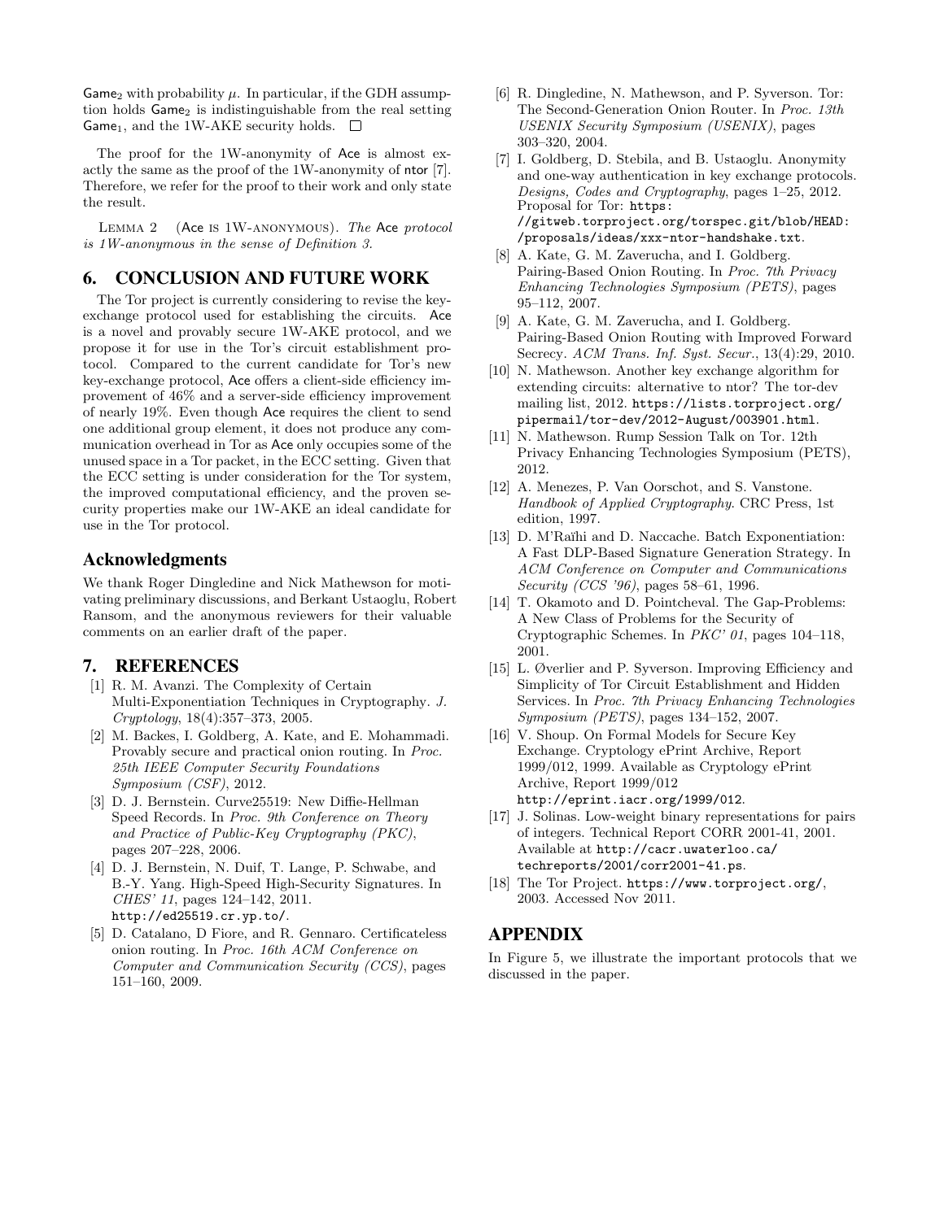$\mathsf{Game}_2$ with probability $\mu$. In particular, if the GDH assumption holds $\mathsf{Game}_2$ is indistinguishable from the real setting $\mathsf{Game}_1$, and the 1W-AKE security holds. □

The proof for the 1W-anonymity of Ace is almost exactly the same as the proof of the 1W-anonymity of ntor [7]. Therefore, we refer for the proof to their work and only state the result.

LEMMA 2 (Ace IS 1W-ANONYMOUS). *The* Ace *protocol is 1W-anonymous in the sense of Definition 3.*

## 6. CONCLUSION AND FUTURE WORK

The Tor project is currently considering to revise the key-exchange protocol used for establishing the circuits. Ace is a novel and provably secure 1W-AKE protocol, and we propose it for use in the Tor's circuit establishment protocol. Compared to the current candidate for Tor's new key-exchange protocol, Ace offers a client-side efficiency improvement of 46% and a server-side efficiency improvement of nearly 19%. Even though Ace requires the client to send one additional group element, it does not produce any communication overhead in Tor as Ace only occupies some of the unused space in a Tor packet, in the ECC setting. Given that the ECC setting is under consideration for the Tor system, the improved computational efficiency, and the proven security properties make our 1W-AKE an ideal candidate for use in the Tor protocol.

## Acknowledgments

We thank Roger Dingledine and Nick Mathewson for motivating preliminary discussions, and Berkant Ustaoglu, Robert Ransom, and the anonymous reviewers for their valuable comments on an earlier draft of the paper.

## 7. REFERENCES

[1] R. M. Avanzi. The Complexity of Certain Multi-Exponentiation Techniques in Cryptography. *J. Cryptology*, 18(4):357–373, 2005.

[2] M. Backes, I. Goldberg, A. Kate, and E. Mohammadi. Provably secure and practical onion routing. In *Proc. 25th IEEE Computer Security Foundations Symposium (CSF)*, 2012.

[3] D. J. Bernstein. Curve25519: New Diffie-Hellman Speed Records. In *Proc. 9th Conference on Theory and Practice of Public-Key Cryptography (PKC)*, pages 207–228, 2006.

[4] D. J. Bernstein, N. Duif, T. Lange, P. Schwabe, and B.-Y. Yang. High-Speed High-Security Signatures. In *CHES' 11*, pages 124–142, 2011. `http://ed25519.cr.yp.to/`.

[5] D. Catalano, D Fiore, and R. Gennaro. Certificateless onion routing. In *Proc. 16th ACM Conference on Computer and Communication Security (CCS)*, pages 151–160, 2009.

[6] R. Dingledine, N. Mathewson, and P. Syverson. Tor: The Second-Generation Onion Router. In *Proc. 13th USENIX Security Symposium (USENIX)*, pages 303–320, 2004.

[7] I. Goldberg, D. Stebila, and B. Ustaoglu. Anonymity and one-way authentication in key exchange protocols. *Designs, Codes and Cryptography*, pages 1–25, 2012. Proposal for Tor: `https://gitweb.torproject.org/torspec.git/blob/HEAD:/proposals/ideas/xxx-ntor-handshake.txt`.

[8] A. Kate, G. M. Zaverucha, and I. Goldberg. Pairing-Based Onion Routing. In *Proc. 7th Privacy Enhancing Technologies Symposium (PETS)*, pages 95–112, 2007.

[9] A. Kate, G. M. Zaverucha, and I. Goldberg. Pairing-Based Onion Routing with Improved Forward Secrecy. *ACM Trans. Inf. Syst. Secur.*, 13(4):29, 2010.

[10] N. Mathewson. Another key exchange algorithm for extending circuits: alternative to ntor? The tor-dev mailing list, 2012. `https://lists.torproject.org/pipermail/tor-dev/2012-August/003901.html`.

[11] N. Mathewson. Rump Session Talk on Tor. 12th Privacy Enhancing Technologies Symposium (PETS), 2012.

[12] A. Menezes, P. Van Oorschot, and S. Vanstone. *Handbook of Applied Cryptography*. CRC Press, 1st edition, 1997.

[13] D. M'Raïhi and D. Naccache. Batch Exponentiation: A Fast DLP-Based Signature Generation Strategy. In *ACM Conference on Computer and Communications Security (CCS '96)*, pages 58–61, 1996.

[14] T. Okamoto and D. Pointcheval. The Gap-Problems: A New Class of Problems for the Security of Cryptographic Schemes. In *PKC' 01*, pages 104–118, 2001.

[15] L. Øverlier and P. Syverson. Improving Efficiency and Simplicity of Tor Circuit Establishment and Hidden Services. In *Proc. 7th Privacy Enhancing Technologies Symposium (PETS)*, pages 134–152, 2007.

[16] V. Shoup. On Formal Models for Secure Key Exchange. Cryptology ePrint Archive, Report 1999/012, 1999. Available as Cryptology ePrint Archive, Report 1999/012 `http://eprint.iacr.org/1999/012`.

[17] J. Solinas. Low-weight binary representations for pairs of integers. Technical Report CORR 2001-41, 2001. Available at `http://cacr.uwaterloo.ca/techreports/2001/corr2001-41.ps`.

[18] The Tor Project. `https://www.torproject.org/`, 2003. Accessed Nov 2011.

## APPENDIX

In Figure 5, we illustrate the important protocols that we discussed in the paper.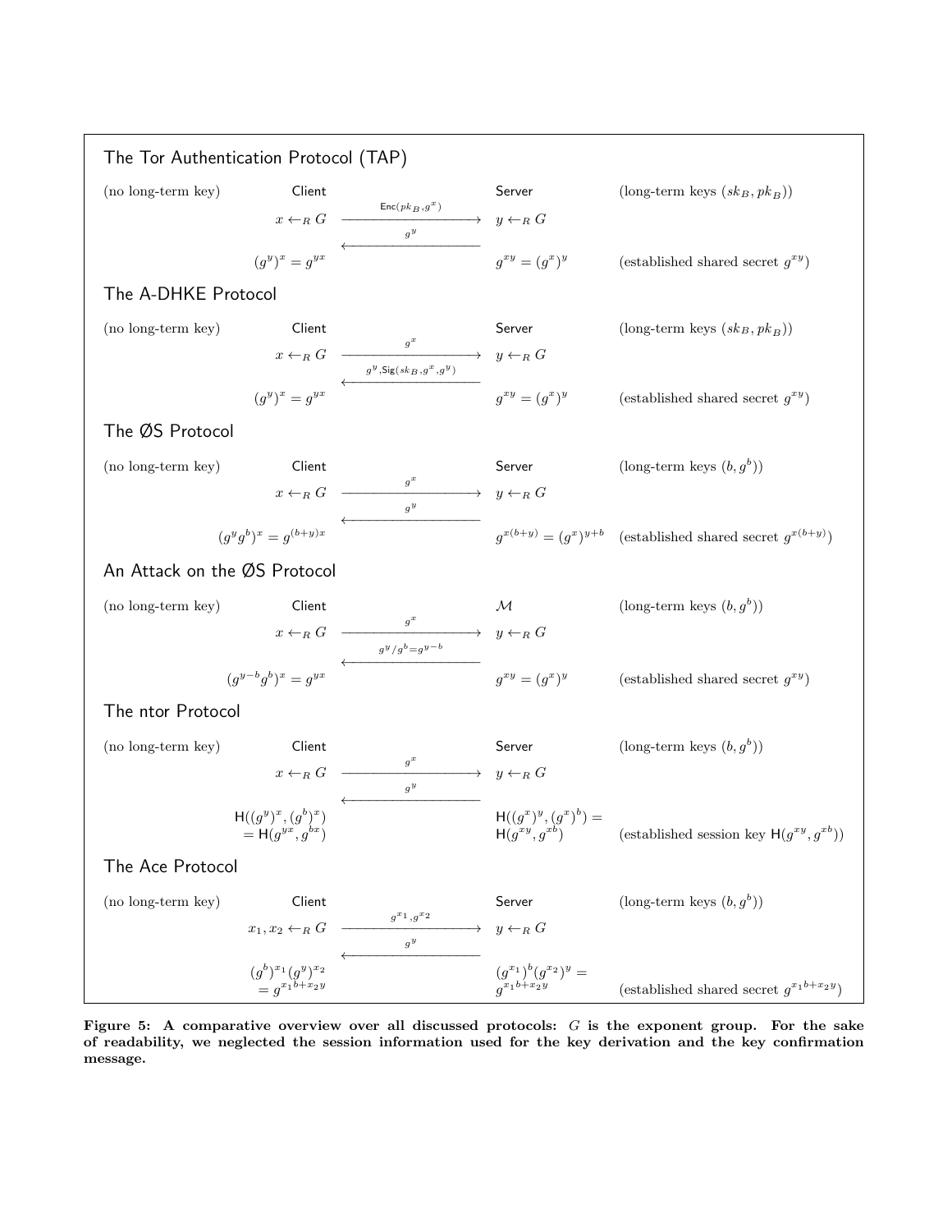### The Tor Authentication Protocol (TAP)

| (no long-term key) | Client | | Server | (long-term keys $(sk_B, pk_B)$) |
|---|---|---|---|---|
| | $x \leftarrow_R G$ | $\xrightarrow{\mathsf{Enc}(pk_B, g^x)}$ | $y \leftarrow_R G$ | |
| | | $\xleftarrow{g^y}$ | | |
| | $(g^y)^x = g^{yx}$ | | $g^{xy} = (g^x)^y$ | (established shared secret $g^{xy}$) |

### The A-DHKE Protocol

| (no long-term key) | Client | | Server | (long-term keys $(sk_B, pk_B)$) |
|---|---|---|---|---|
| | $x \leftarrow_R G$ | $\xrightarrow{g^x}$ | $y \leftarrow_R G$ | |
| | | $\xleftarrow{g^y, \mathsf{Sig}(sk_B, g^x, g^y)}$ | | |
| | $(g^y)^x = g^{yx}$ | | $g^{xy} = (g^x)^y$ | (established shared secret $g^{xy}$) |

### The ØS Protocol

| (no long-term key) | Client | | Server | (long-term keys $(b, g^b)$) |
|---|---|---|---|---|
| | $x \leftarrow_R G$ | $\xrightarrow{g^x}$ | $y \leftarrow_R G$ | |
| | | $\xleftarrow{g^y}$ | | |
| | $(g^y g^b)^x = g^{(b+y)x}$ | | $g^{x(b+y)} = (g^x)^{y+b}$ | (established shared secret $g^{x(b+y)}$) |

### An Attack on the ØS Protocol

| (no long-term key) | Client | | $\mathcal{M}$ | (long-term keys $(b, g^b)$) |
|---|---|---|---|---|
| | $x \leftarrow_R G$ | $\xrightarrow{g^x}$ | $y \leftarrow_R G$ | |
| | | $\xleftarrow{g^y / g^b = g^{y-b}}$ | | |
| | $(g^{y-b} g^b)^x = g^{yx}$ | | $g^{xy} = (g^x)^y$ | (established shared secret $g^{xy}$) |

### The ntor Protocol

| (no long-term key) | Client | | Server | (long-term keys $(b, g^b)$) |
|---|---|---|---|---|
| | $x \leftarrow_R G$ | $\xrightarrow{g^x}$ | $y \leftarrow_R G$ | |
| | | $\xleftarrow{g^y}$ | | |
| | $\mathsf{H}((g^y)^x, (g^b)^x) = \mathsf{H}(g^{yx}, g^{bx})$ | | $\mathsf{H}((g^x)^y, (g^x)^b) = \mathsf{H}(g^{xy}, g^{xb})$ | (established session key $\mathsf{H}(g^{xy}, g^{xb})$) |

### The Ace Protocol

| (no long-term key) | Client | | Server | (long-term keys $(b, g^b)$) |
|---|---|---|---|---|
| | $x_1, x_2 \leftarrow_R G$ | $\xrightarrow{g^{x_1}, g^{x_2}}$ | $y \leftarrow_R G$ | |
| | | $\xleftarrow{g^y}$ | | |
| | $(g^b)^{x_1} (g^y)^{x_2} = g^{x_1 b + x_2 y}$ | | $(g^{x_1})^b (g^{x_2})^y = g^{x_1 b + x_2 y}$ | (established shared secret $g^{x_1 b + x_2 y}$) |

**Figure 5: A comparative overview over all discussed protocols: $G$ is the exponent group. For the sake of readability, we neglected the session information used for the key derivation and the key confirmation message.**